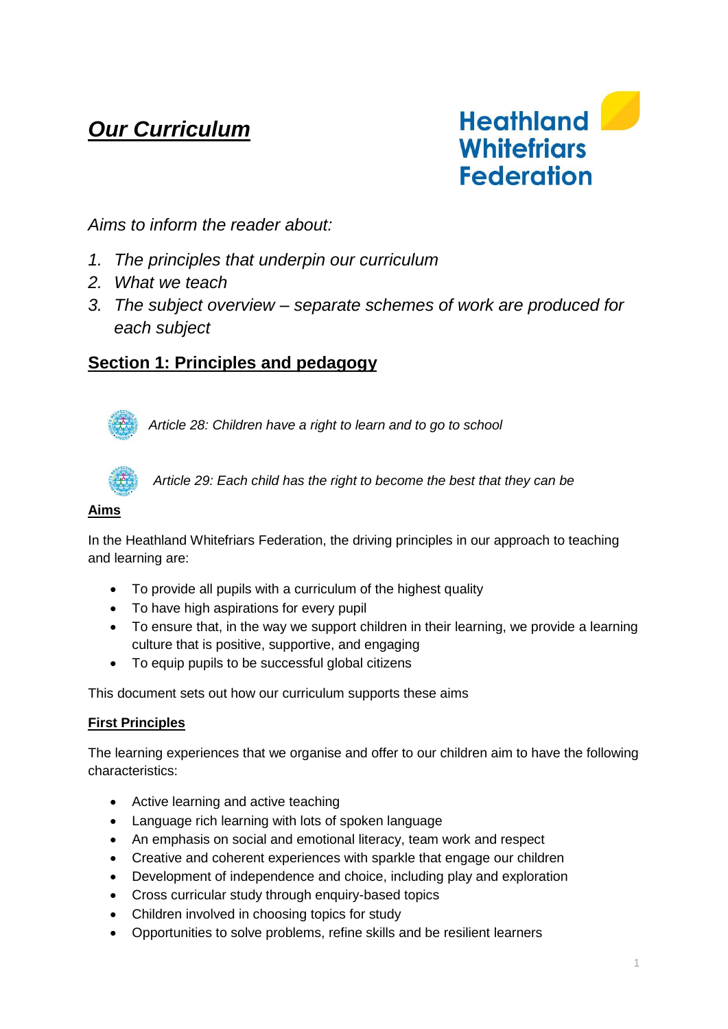# ***Our Curriculum***

**Heathland Whitefriars Federation**

*Aims to inform the reader about:*

1. *The principles that underpin our curriculum*
2. *What we teach*
3. *The subject overview – separate schemes of work are produced for each subject*

## Section 1: Principles and pedagogy

*Article 28: Children have a right to learn and to go to school*

*Article 29: Each child has the right to become the best that they can be*

### Aims

In the Heathland Whitefriars Federation, the driving principles in our approach to teaching and learning are:

- To provide all pupils with a curriculum of the highest quality
- To have high aspirations for every pupil
- To ensure that, in the way we support children in their learning, we provide a learning culture that is positive, supportive, and engaging
- To equip pupils to be successful global citizens

This document sets out how our curriculum supports these aims

### First Principles

The learning experiences that we organise and offer to our children aim to have the following characteristics:

- Active learning and active teaching
- Language rich learning with lots of spoken language
- An emphasis on social and emotional literacy, team work and respect
- Creative and coherent experiences with sparkle that engage our children
- Development of independence and choice, including play and exploration
- Cross curricular study through enquiry-based topics
- Children involved in choosing topics for study
- Opportunities to solve problems, refine skills and be resilient learners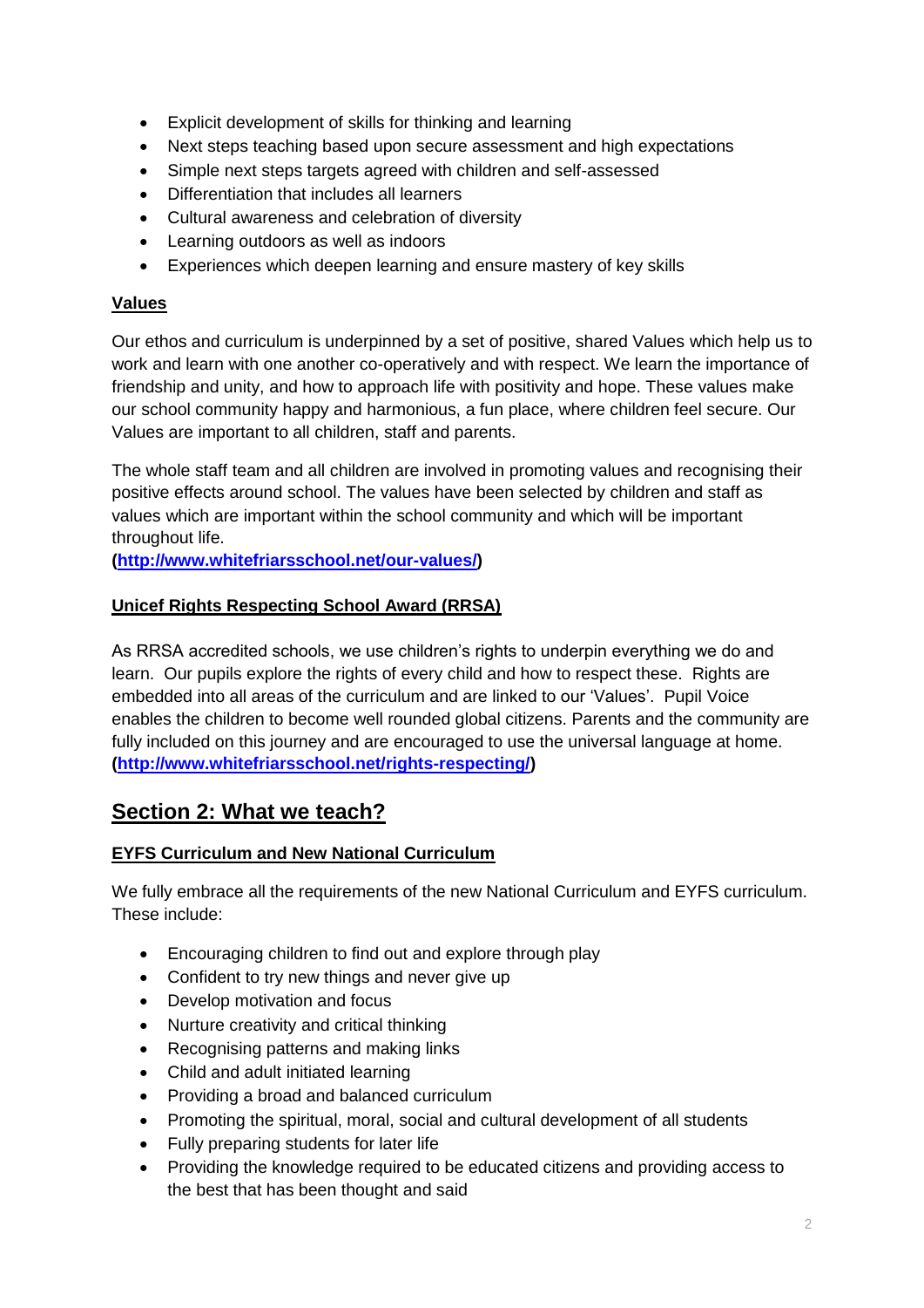- Explicit development of skills for thinking and learning
- Next steps teaching based upon secure assessment and high expectations
- Simple next steps targets agreed with children and self-assessed
- Differentiation that includes all learners
- Cultural awareness and celebration of diversity
- Learning outdoors as well as indoors
- Experiences which deepen learning and ensure mastery of key skills

### Values

Our ethos and curriculum is underpinned by a set of positive, shared Values which help us to work and learn with one another co-operatively and with respect. We learn the importance of friendship and unity, and how to approach life with positivity and hope. These values make our school community happy and harmonious, a fun place, where children feel secure. Our Values are important to all children, staff and parents.

The whole staff team and all children are involved in promoting values and recognising their positive effects around school. The values have been selected by children and staff as values which are important within the school community and which will be important throughout life.
**(http://www.whitefriarsschool.net/our-values/)**

### Unicef Rights Respecting School Award (RRSA)

As RRSA accredited schools, we use children's rights to underpin everything we do and learn. Our pupils explore the rights of every child and how to respect these. Rights are embedded into all areas of the curriculum and are linked to our 'Values'. Pupil Voice enables the children to become well rounded global citizens. Parents and the community are fully included on this journey and are encouraged to use the universal language at home.
**(http://www.whitefriarsschool.net/rights-respecting/)**

## Section 2: What we teach?

### EYFS Curriculum and New National Curriculum

We fully embrace all the requirements of the new National Curriculum and EYFS curriculum. These include:

- Encouraging children to find out and explore through play
- Confident to try new things and never give up
- Develop motivation and focus
- Nurture creativity and critical thinking
- Recognising patterns and making links
- Child and adult initiated learning
- Providing a broad and balanced curriculum
- Promoting the spiritual, moral, social and cultural development of all students
- Fully preparing students for later life
- Providing the knowledge required to be educated citizens and providing access to the best that has been thought and said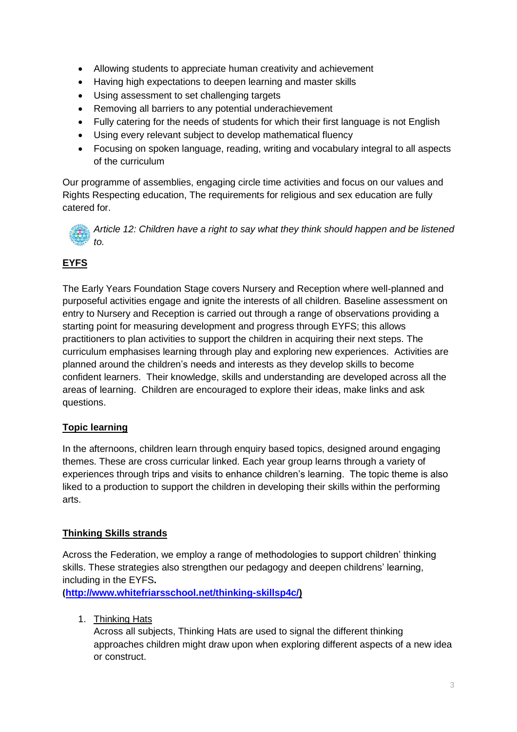- Allowing students to appreciate human creativity and achievement
- Having high expectations to deepen learning and master skills
- Using assessment to set challenging targets
- Removing all barriers to any potential underachievement
- Fully catering for the needs of students for which their first language is not English
- Using every relevant subject to develop mathematical fluency
- Focusing on spoken language, reading, writing and vocabulary integral to all aspects of the curriculum

Our programme of assemblies, engaging circle time activities and focus on our values and Rights Respecting education, The requirements for religious and sex education are fully catered for.

*Article 12: Children have a right to say what they think should happen and be listened to.*

## EYFS

The Early Years Foundation Stage covers Nursery and Reception where well-planned and purposeful activities engage and ignite the interests of all children. Baseline assessment on entry to Nursery and Reception is carried out through a range of observations providing a starting point for measuring development and progress through EYFS; this allows practitioners to plan activities to support the children in acquiring their next steps. The curriculum emphasises learning through play and exploring new experiences. Activities are planned around the children's needs and interests as they develop skills to become confident learners. Their knowledge, skills and understanding are developed across all the areas of learning. Children are encouraged to explore their ideas, make links and ask questions.

## Topic learning

In the afternoons, children learn through enquiry based topics, designed around engaging themes. These are cross curricular linked. Each year group learns through a variety of experiences through trips and visits to enhance children's learning. The topic theme is also liked to a production to support the children in developing their skills within the performing arts.

## Thinking Skills strands

Across the Federation, we employ a range of methodologies to support children' thinking skills. These strategies also strengthen our pedagogy and deepen childrens' learning, including in the EYFS.
**(http://www.whitefriarsschool.net/thinking-skillsp4c/)**

1. Thinking Hats
   Across all subjects, Thinking Hats are used to signal the different thinking approaches children might draw upon when exploring different aspects of a new idea or construct.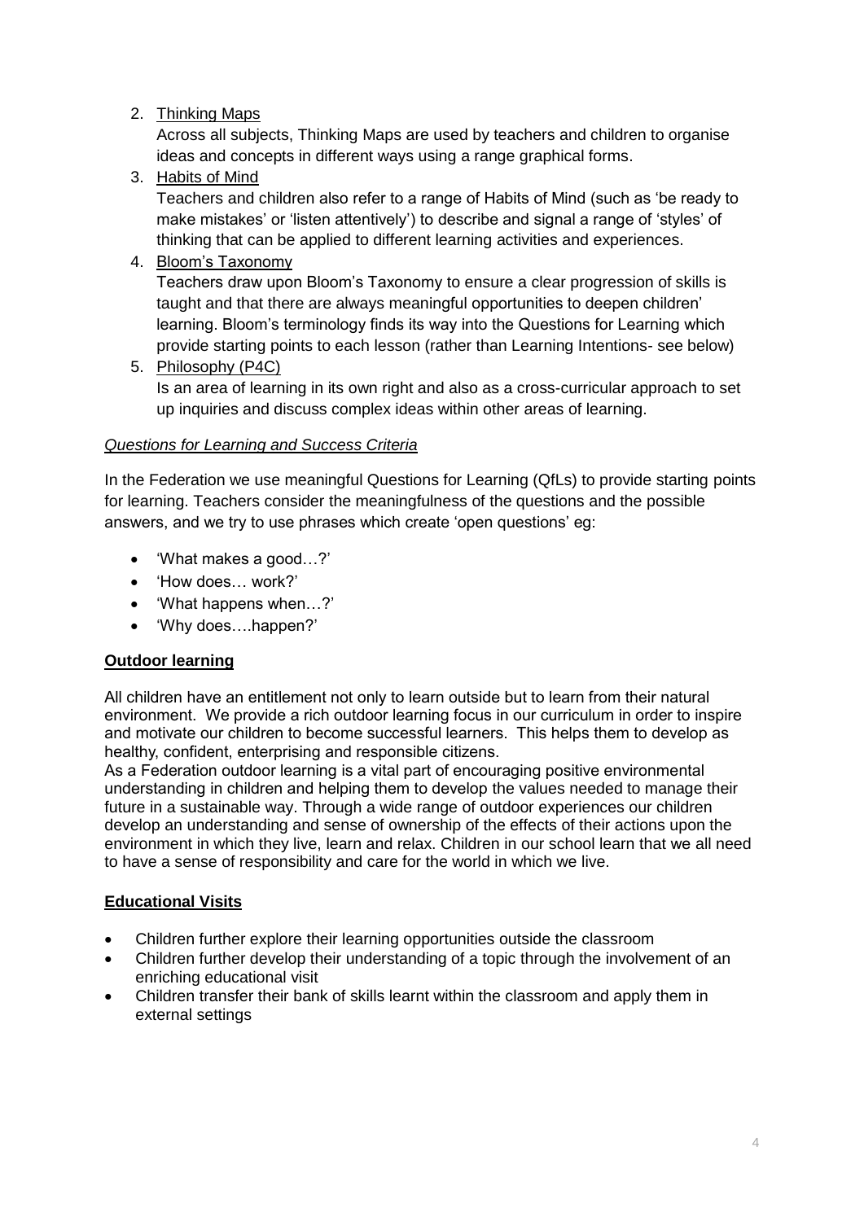2. Thinking Maps
   Across all subjects, Thinking Maps are used by teachers and children to organise ideas and concepts in different ways using a range graphical forms.
3. Habits of Mind
   Teachers and children also refer to a range of Habits of Mind (such as 'be ready to make mistakes' or 'listen attentively') to describe and signal a range of 'styles' of thinking that can be applied to different learning activities and experiences.
4. Bloom's Taxonomy
   Teachers draw upon Bloom's Taxonomy to ensure a clear progression of skills is taught and that there are always meaningful opportunities to deepen children' learning. Bloom's terminology finds its way into the Questions for Learning which provide starting points to each lesson (rather than Learning Intentions- see below)
5. Philosophy (P4C)
   Is an area of learning in its own right and also as a cross-curricular approach to set up inquiries and discuss complex ideas within other areas of learning.

*Questions for Learning and Success Criteria*

In the Federation we use meaningful Questions for Learning (QfLs) to provide starting points for learning. Teachers consider the meaningfulness of the questions and the possible answers, and we try to use phrases which create 'open questions' eg:

- 'What makes a good…?'
- 'How does… work?'
- 'What happens when…?'
- 'Why does….happen?'

## Outdoor learning

All children have an entitlement not only to learn outside but to learn from their natural environment. We provide a rich outdoor learning focus in our curriculum in order to inspire and motivate our children to become successful learners. This helps them to develop as healthy, confident, enterprising and responsible citizens.

As a Federation outdoor learning is a vital part of encouraging positive environmental understanding in children and helping them to develop the values needed to manage their future in a sustainable way. Through a wide range of outdoor experiences our children develop an understanding and sense of ownership of the effects of their actions upon the environment in which they live, learn and relax. Children in our school learn that we all need to have a sense of responsibility and care for the world in which we live.

## Educational Visits

- Children further explore their learning opportunities outside the classroom
- Children further develop their understanding of a topic through the involvement of an enriching educational visit
- Children transfer their bank of skills learnt within the classroom and apply them in external settings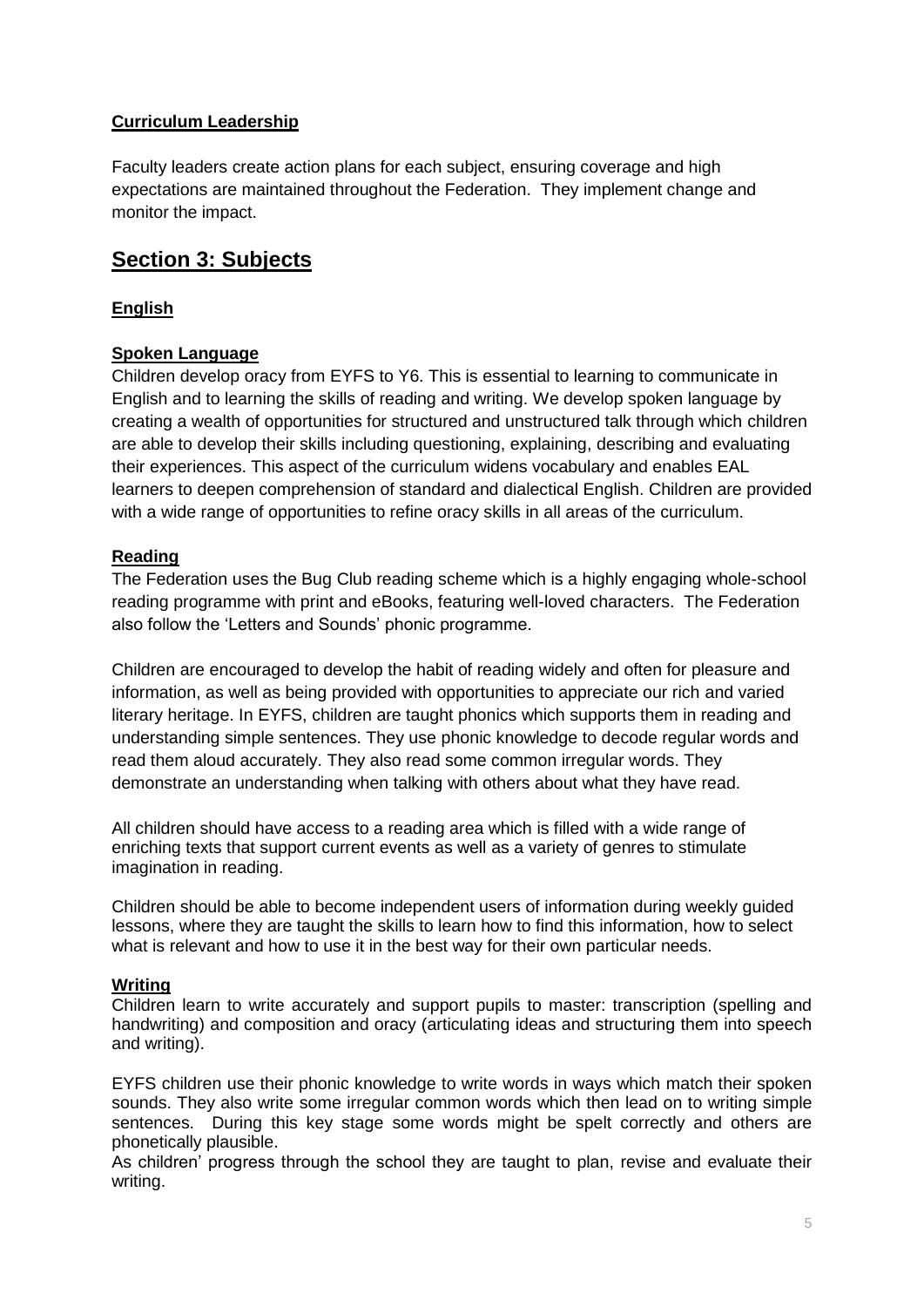### Curriculum Leadership

Faculty leaders create action plans for each subject, ensuring coverage and high expectations are maintained throughout the Federation. They implement change and monitor the impact.

## Section 3: Subjects

### English

### Spoken Language

Children develop oracy from EYFS to Y6. This is essential to learning to communicate in English and to learning the skills of reading and writing. We develop spoken language by creating a wealth of opportunities for structured and unstructured talk through which children are able to develop their skills including questioning, explaining, describing and evaluating their experiences. This aspect of the curriculum widens vocabulary and enables EAL learners to deepen comprehension of standard and dialectical English. Children are provided with a wide range of opportunities to refine oracy skills in all areas of the curriculum.

### Reading

The Federation uses the Bug Club reading scheme which is a highly engaging whole-school reading programme with print and eBooks, featuring well-loved characters. The Federation also follow the 'Letters and Sounds' phonic programme.

Children are encouraged to develop the habit of reading widely and often for pleasure and information, as well as being provided with opportunities to appreciate our rich and varied literary heritage. In EYFS, children are taught phonics which supports them in reading and understanding simple sentences. They use phonic knowledge to decode regular words and read them aloud accurately. They also read some common irregular words. They demonstrate an understanding when talking with others about what they have read.

All children should have access to a reading area which is filled with a wide range of enriching texts that support current events as well as a variety of genres to stimulate imagination in reading.

Children should be able to become independent users of information during weekly guided lessons, where they are taught the skills to learn how to find this information, how to select what is relevant and how to use it in the best way for their own particular needs.

### Writing

Children learn to write accurately and support pupils to master: transcription (spelling and handwriting) and composition and oracy (articulating ideas and structuring them into speech and writing).

EYFS children use their phonic knowledge to write words in ways which match their spoken sounds. They also write some irregular common words which then lead on to writing simple sentences. During this key stage some words might be spelt correctly and others are phonetically plausible.

As children' progress through the school they are taught to plan, revise and evaluate their writing.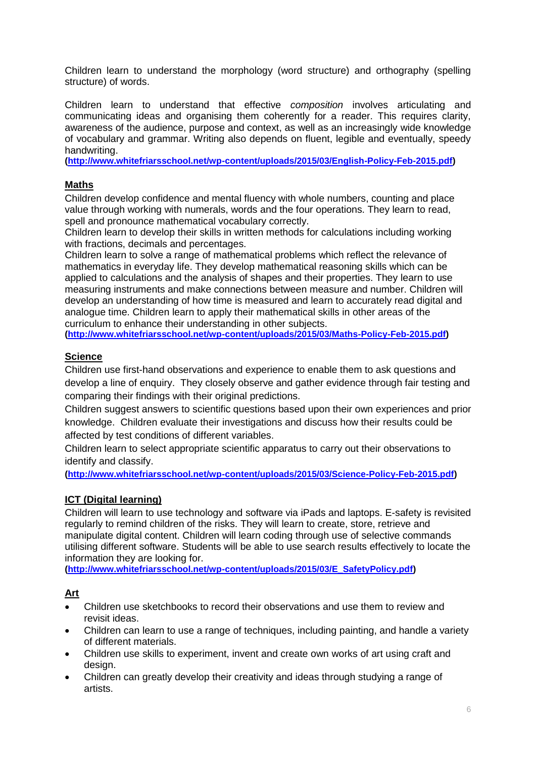Children learn to understand the morphology (word structure) and orthography (spelling structure) of words.

Children learn to understand that effective *composition* involves articulating and communicating ideas and organising them coherently for a reader. This requires clarity, awareness of the audience, purpose and context, as well as an increasingly wide knowledge of vocabulary and grammar. Writing also depends on fluent, legible and eventually, speedy handwriting.
**(http://www.whitefriarsschool.net/wp-content/uploads/2015/03/English-Policy-Feb-2015.pdf)**

## Maths

Children develop confidence and mental fluency with whole numbers, counting and place value through working with numerals, words and the four operations. They learn to read, spell and pronounce mathematical vocabulary correctly.
Children learn to develop their skills in written methods for calculations including working with fractions, decimals and percentages.
Children learn to solve a range of mathematical problems which reflect the relevance of mathematics in everyday life. They develop mathematical reasoning skills which can be applied to calculations and the analysis of shapes and their properties. They learn to use measuring instruments and make connections between measure and number. Children will develop an understanding of how time is measured and learn to accurately read digital and analogue time. Children learn to apply their mathematical skills in other areas of the curriculum to enhance their understanding in other subjects.
**(http://www.whitefriarsschool.net/wp-content/uploads/2015/03/Maths-Policy-Feb-2015.pdf)**

## Science

Children use first-hand observations and experience to enable them to ask questions and develop a line of enquiry. They closely observe and gather evidence through fair testing and comparing their findings with their original predictions.
Children suggest answers to scientific questions based upon their own experiences and prior knowledge. Children evaluate their investigations and discuss how their results could be affected by test conditions of different variables.
Children learn to select appropriate scientific apparatus to carry out their observations to identify and classify.
**(http://www.whitefriarsschool.net/wp-content/uploads/2015/03/Science-Policy-Feb-2015.pdf)**

## ICT (Digital learning)

Children will learn to use technology and software via iPads and laptops. E-safety is revisited regularly to remind children of the risks. They will learn to create, store, retrieve and manipulate digital content. Children will learn coding through use of selective commands utilising different software. Students will be able to use search results effectively to locate the information they are looking for.
**(http://www.whitefriarsschool.net/wp-content/uploads/2015/03/E_SafetyPolicy.pdf)**

## Art

- Children use sketchbooks to record their observations and use them to review and revisit ideas.
- Children can learn to use a range of techniques, including painting, and handle a variety of different materials.
- Children use skills to experiment, invent and create own works of art using craft and design.
- Children can greatly develop their creativity and ideas through studying a range of artists.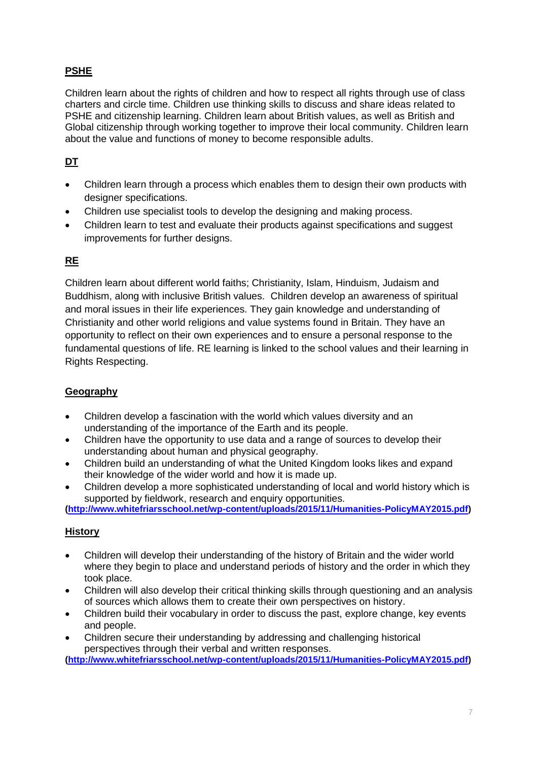## PSHE

Children learn about the rights of children and how to respect all rights through use of class charters and circle time. Children use thinking skills to discuss and share ideas related to PSHE and citizenship learning. Children learn about British values, as well as British and Global citizenship through working together to improve their local community. Children learn about the value and functions of money to become responsible adults.

## DT

- Children learn through a process which enables them to design their own products with designer specifications.
- Children use specialist tools to develop the designing and making process.
- Children learn to test and evaluate their products against specifications and suggest improvements for further designs.

## RE

Children learn about different world faiths; Christianity, Islam, Hinduism, Judaism and Buddhism, along with inclusive British values. Children develop an awareness of spiritual and moral issues in their life experiences. They gain knowledge and understanding of Christianity and other world religions and value systems found in Britain. They have an opportunity to reflect on their own experiences and to ensure a personal response to the fundamental questions of life. RE learning is linked to the school values and their learning in Rights Respecting.

## Geography

- Children develop a fascination with the world which values diversity and an understanding of the importance of the Earth and its people.
- Children have the opportunity to use data and a range of sources to develop their understanding about human and physical geography.
- Children build an understanding of what the United Kingdom looks likes and expand their knowledge of the wider world and how it is made up.
- Children develop a more sophisticated understanding of local and world history which is supported by fieldwork, research and enquiry opportunities.

**(http://www.whitefriarsschool.net/wp-content/uploads/2015/11/Humanities-PolicyMAY2015.pdf)**

## History

- Children will develop their understanding of the history of Britain and the wider world where they begin to place and understand periods of history and the order in which they took place.
- Children will also develop their critical thinking skills through questioning and an analysis of sources which allows them to create their own perspectives on history.
- Children build their vocabulary in order to discuss the past, explore change, key events and people.
- Children secure their understanding by addressing and challenging historical perspectives through their verbal and written responses.

**(http://www.whitefriarsschool.net/wp-content/uploads/2015/11/Humanities-PolicyMAY2015.pdf)**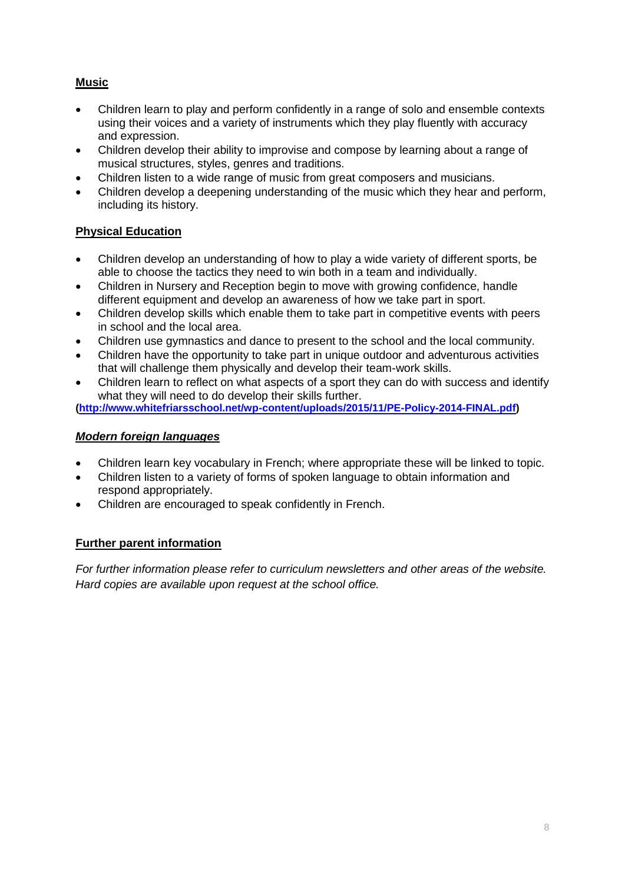## Music

- Children learn to play and perform confidently in a range of solo and ensemble contexts using their voices and a variety of instruments which they play fluently with accuracy and expression.
- Children develop their ability to improvise and compose by learning about a range of musical structures, styles, genres and traditions.
- Children listen to a wide range of music from great composers and musicians.
- Children develop a deepening understanding of the music which they hear and perform, including its history.

## Physical Education

- Children develop an understanding of how to play a wide variety of different sports, be able to choose the tactics they need to win both in a team and individually.
- Children in Nursery and Reception begin to move with growing confidence, handle different equipment and develop an awareness of how we take part in sport.
- Children develop skills which enable them to take part in competitive events with peers in school and the local area.
- Children use gymnastics and dance to present to the school and the local community.
- Children have the opportunity to take part in unique outdoor and adventurous activities that will challenge them physically and develop their team-work skills.
- Children learn to reflect on what aspects of a sport they can do with success and identify what they will need to do develop their skills further.

**(http://www.whitefriarsschool.net/wp-content/uploads/2015/11/PE-Policy-2014-FINAL.pdf)**

## *Modern foreign languages*

- Children learn key vocabulary in French; where appropriate these will be linked to topic.
- Children listen to a variety of forms of spoken language to obtain information and respond appropriately.
- Children are encouraged to speak confidently in French.

## Further parent information

*For further information please refer to curriculum newsletters and other areas of the website. Hard copies are available upon request at the school office.*